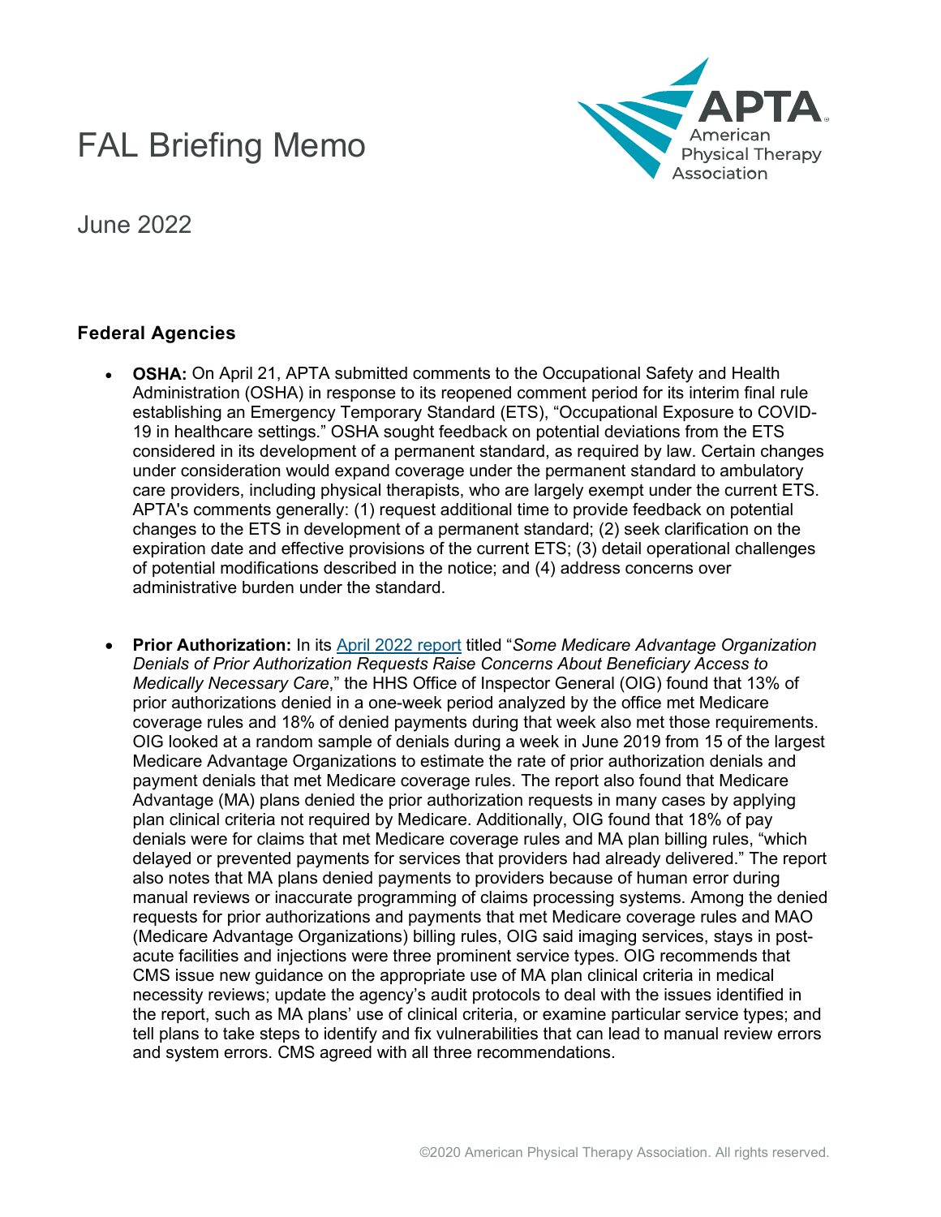# FAL Briefing Memo

June 2022

## Federal Agencies

- **OSHA:** On April 21, APTA submitted comments to the Occupational Safety and Health Administration (OSHA) in response to its reopened comment period for its interim final rule establishing an Emergency Temporary Standard (ETS), "Occupational Exposure to COVID-19 in healthcare settings." OSHA sought feedback on potential deviations from the ETS considered in its development of a permanent standard, as required by law. Certain changes under consideration would expand coverage under the permanent standard to ambulatory care providers, including physical therapists, who are largely exempt under the current ETS. APTA's comments generally: (1) request additional time to provide feedback on potential changes to the ETS in development of a permanent standard; (2) seek clarification on the expiration date and effective provisions of the current ETS; (3) detail operational challenges of potential modifications described in the notice; and (4) address concerns over administrative burden under the standard.

- **Prior Authorization:** In its April 2022 report titled "*Some Medicare Advantage Organization Denials of Prior Authorization Requests Raise Concerns About Beneficiary Access to Medically Necessary Care*," the HHS Office of Inspector General (OIG) found that 13% of prior authorizations denied in a one-week period analyzed by the office met Medicare coverage rules and 18% of denied payments during that week also met those requirements. OIG looked at a random sample of denials during a week in June 2019 from 15 of the largest Medicare Advantage Organizations to estimate the rate of prior authorization denials and payment denials that met Medicare coverage rules. The report also found that Medicare Advantage (MA) plans denied the prior authorization requests in many cases by applying plan clinical criteria not required by Medicare. Additionally, OIG found that 18% of pay denials were for claims that met Medicare coverage rules and MA plan billing rules, "which delayed or prevented payments for services that providers had already delivered." The report also notes that MA plans denied payments to providers because of human error during manual reviews or inaccurate programming of claims processing systems. Among the denied requests for prior authorizations and payments that met Medicare coverage rules and MAO (Medicare Advantage Organizations) billing rules, OIG said imaging services, stays in post-acute facilities and injections were three prominent service types. OIG recommends that CMS issue new guidance on the appropriate use of MA plan clinical criteria in medical necessity reviews; update the agency's audit protocols to deal with the issues identified in the report, such as MA plans' use of clinical criteria, or examine particular service types; and tell plans to take steps to identify and fix vulnerabilities that can lead to manual review errors and system errors. CMS agreed with all three recommendations.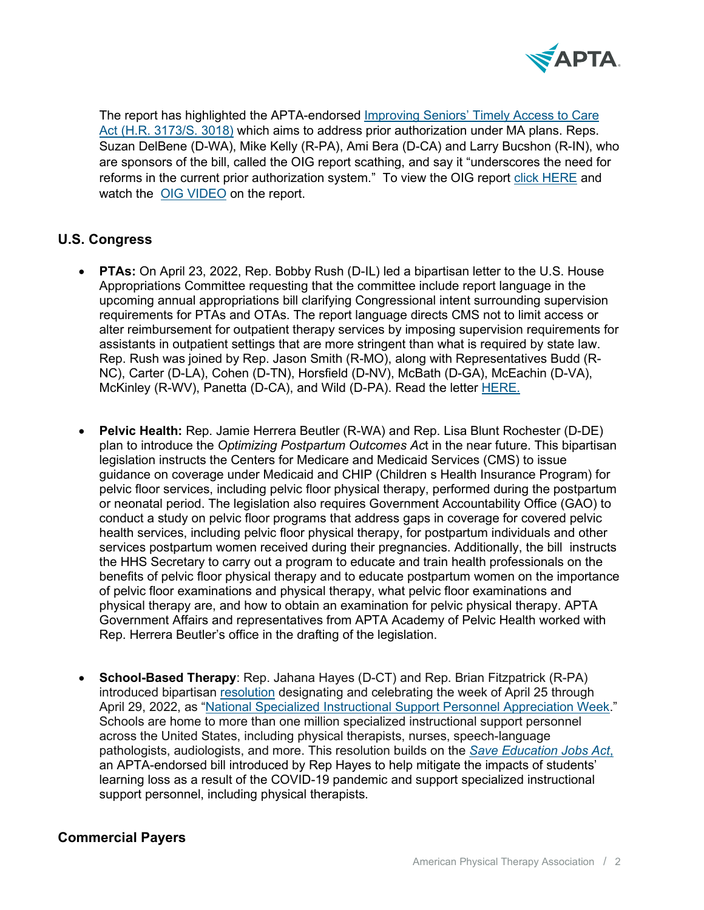The report has highlighted the APTA-endorsed [Improving Seniors' Timely Access to Care Act (H.R. 3173/S. 3018)](#) which aims to address prior authorization under MA plans. Reps. Suzan DelBene (D-WA), Mike Kelly (R-PA), Ami Bera (D-CA) and Larry Bucshon (R-IN), who are sponsors of the bill, called the OIG report scathing, and say it "underscores the need for reforms in the current prior authorization system." To view the OIG report [click HERE](#) and watch the [OIG VIDEO](#) on the report.

## U.S. Congress

- **PTAs:** On April 23, 2022, Rep. Bobby Rush (D-IL) led a bipartisan letter to the U.S. House Appropriations Committee requesting that the committee include report language in the upcoming annual appropriations bill clarifying Congressional intent surrounding supervision requirements for PTAs and OTAs. The report language directs CMS not to limit access or alter reimbursement for outpatient therapy services by imposing supervision requirements for assistants in outpatient settings that are more stringent than what is required by state law. Rep. Rush was joined by Rep. Jason Smith (R-MO), along with Representatives Budd (R-NC), Carter (D-LA), Cohen (D-TN), Horsfield (D-NV), McBath (D-GA), McEachin (D-VA), McKinley (R-WV), Panetta (D-CA), and Wild (D-PA). Read the letter [HERE.](#)

- **Pelvic Health:** Rep. Jamie Herrera Beutler (R-WA) and Rep. Lisa Blunt Rochester (D-DE) plan to introduce the *Optimizing Postpartum Outcomes Act* in the near future. This bipartisan legislation instructs the Centers for Medicare and Medicaid Services (CMS) to issue guidance on coverage under Medicaid and CHIP (Children s Health Insurance Program) for pelvic floor services, including pelvic floor physical therapy, performed during the postpartum or neonatal period. The legislation also requires Government Accountability Office (GAO) to conduct a study on pelvic floor programs that address gaps in coverage for covered pelvic health services, including pelvic floor physical therapy, for postpartum individuals and other services postpartum women received during their pregnancies. Additionally, the bill instructs the HHS Secretary to carry out a program to educate and train health professionals on the benefits of pelvic floor physical therapy and to educate postpartum women on the importance of pelvic floor examinations and physical therapy, what pelvic floor examinations and physical therapy are, and how to obtain an examination for pelvic physical therapy. APTA Government Affairs and representatives from APTA Academy of Pelvic Health worked with Rep. Herrera Beutler's office in the drafting of the legislation.

- **School-Based Therapy**: Rep. Jahana Hayes (D-CT) and Rep. Brian Fitzpatrick (R-PA) introduced bipartisan [resolution](#) designating and celebrating the week of April 25 through April 29, 2022, as "[National Specialized Instructional Support Personnel Appreciation Week](#)." Schools are home to more than one million specialized instructional support personnel across the United States, including physical therapists, nurses, speech-language pathologists, audiologists, and more. This resolution builds on the [*Save Education Jobs Act*,](#) an APTA-endorsed bill introduced by Rep Hayes to help mitigate the impacts of students' learning loss as a result of the COVID-19 pandemic and support specialized instructional support personnel, including physical therapists.

## Commercial Payers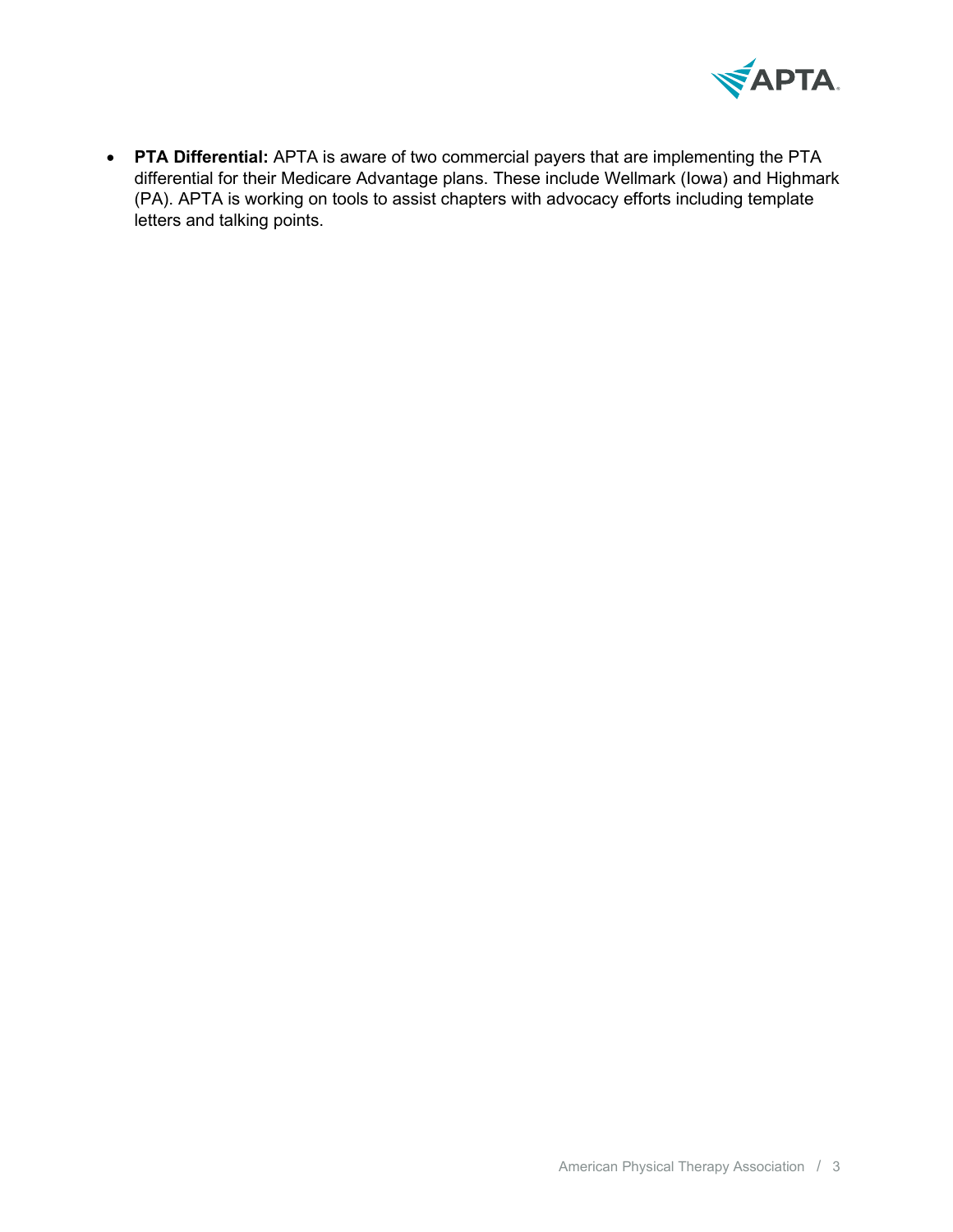- **PTA Differential:** APTA is aware of two commercial payers that are implementing the PTA differential for their Medicare Advantage plans. These include Wellmark (Iowa) and Highmark (PA). APTA is working on tools to assist chapters with advocacy efforts including template letters and talking points.